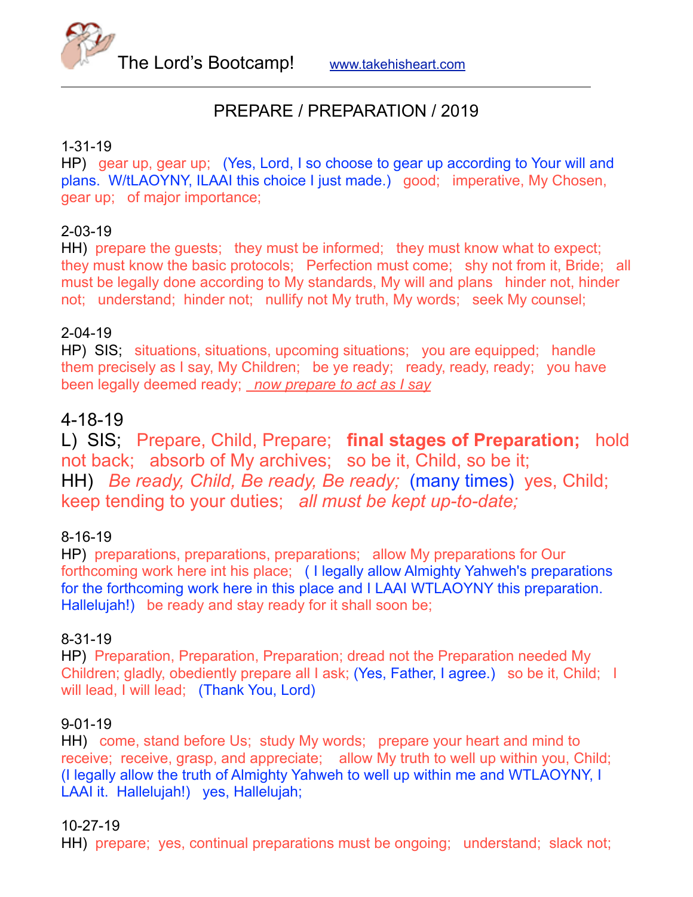The Lord's Bootcamp! www.takehisheart.com

# PREPARE / PREPARATION / 2019

1-31-19

HP) gear up, gear up; (Yes, Lord, I so choose to gear up according to Your will and plans. W/tLAOYNY, ILAAI this choice I just made.) good; imperative, My Chosen, gear up; of major importance;

2-03-19

HH) prepare the guests; they must be informed; they must know what to expect; they must know the basic protocols; Perfection must come; shy not from it, Bride; all must be legally done according to My standards, My will and plans hinder not, hinder not; understand; hinder not; nullify not My truth, My words; seek My counsel;

2-04-19

HP) SIS; situations, situations, upcoming situations; you are equipped; handle them precisely as I say, My Children; be ye ready; ready, ready, ready; you have been legally deemed ready; *now prepare to act as I say*

4-18-19

L) SIS; Prepare, Child, Prepare; **final stages of Preparation;** hold not back; absorb of My archives; so be it, Child, so be it;

HH) *Be ready, Child, Be ready, Be ready;* (many times) yes, Child; keep tending to your duties; *all must be kept up-to-date;*

8-16-19

HP) preparations, preparations, preparations; allow My preparations for Our forthcoming work here int his place; ( I legally allow Almighty Yahweh's preparations for the forthcoming work here in this place and I LAAI WTLAOYNY this preparation. Hallelujah!) be ready and stay ready for it shall soon be;

8-31-19

HP) Preparation, Preparation, Preparation; dread not the Preparation needed My Children; gladly, obediently prepare all I ask; (Yes, Father, I agree.) so be it, Child; I will lead, I will lead; (Thank You, Lord)

9-01-19

HH) come, stand before Us; study My words; prepare your heart and mind to receive; receive, grasp, and appreciate; allow My truth to well up within you, Child; (I legally allow the truth of Almighty Yahweh to well up within me and WTLAOYNY, I LAAI it. Hallelujah!) yes, Hallelujah;

10-27-19

HH) prepare; yes, continual preparations must be ongoing; understand; slack not;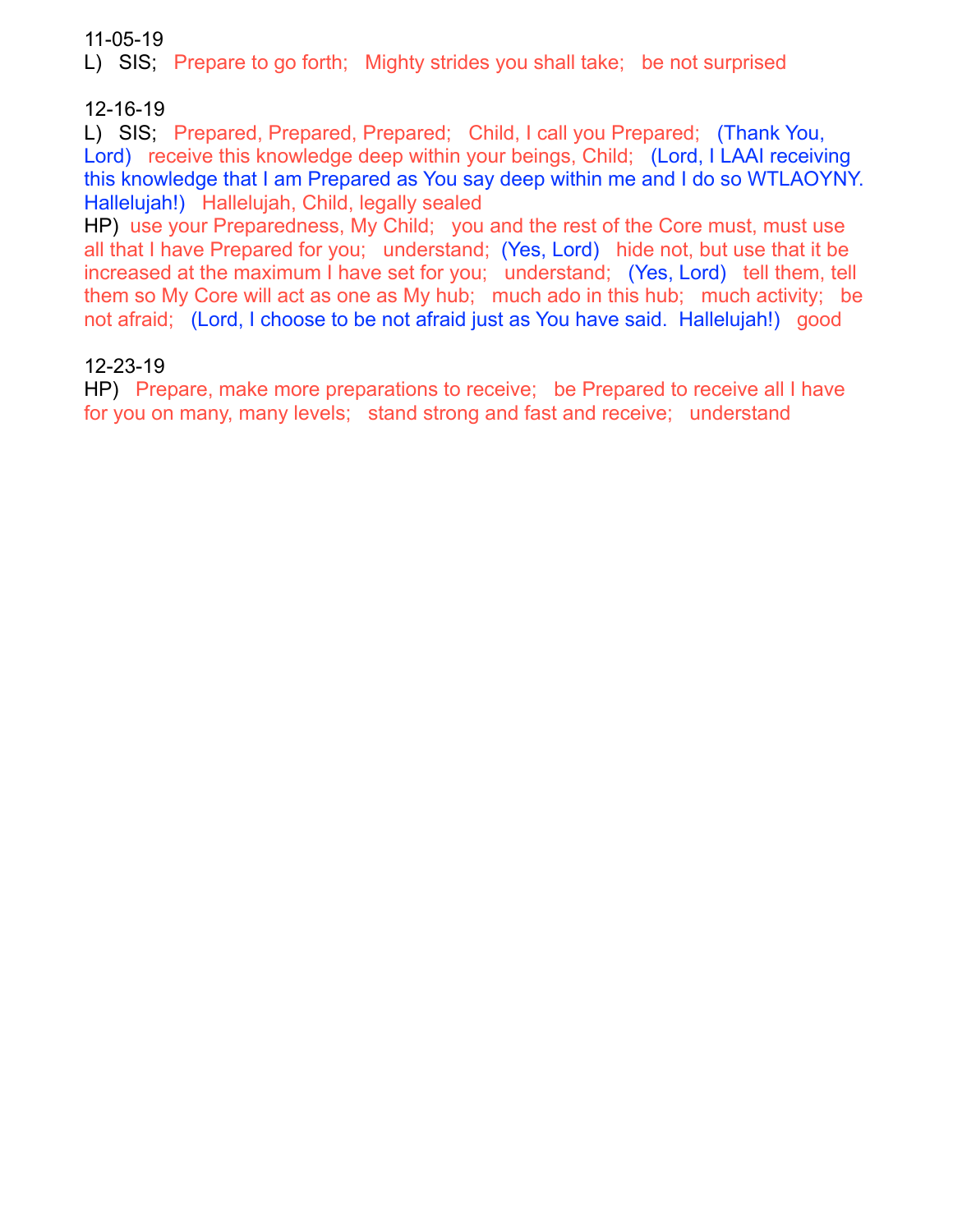11-05-19

L)   SIS;   Prepare to go forth;   Mighty strides you shall take;   be not surprised

12-16-19

L)   SIS;   Prepared, Prepared, Prepared;   Child, I call you Prepared;   (Thank You, Lord)   receive this knowledge deep within your beings, Child;   (Lord, I LAAI receiving this knowledge that I am Prepared as You say deep within me and I do so WTLAOYNY. Hallelujah!)   Hallelujah, Child, legally sealed

HP)  use your Preparedness, My Child;   you and the rest of the Core must, must use all that I have Prepared for you;   understand;  (Yes, Lord)   hide not, but use that it be increased at the maximum I have set for you;   understand;   (Yes, Lord)   tell them, tell them so My Core will act as one as My hub;   much ado in this hub;   much activity;   be not afraid;   (Lord, I choose to be not afraid just as You have said.  Hallelujah!)   good

12-23-19

HP)   Prepare, make more preparations to receive;   be Prepared to receive all I have for you on many, many levels;   stand strong and fast and receive;   understand